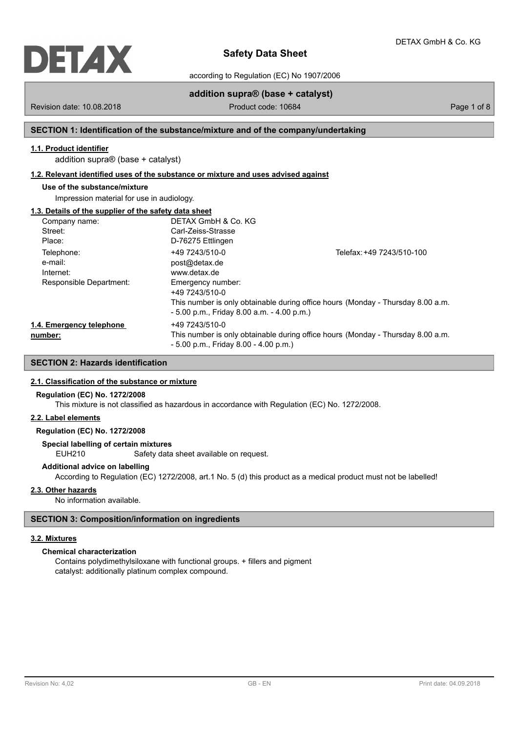# Safety Data Sheet

according to Regulation (EC) No 1907/2006

**addition supra® (base + catalyst)**

Revision date: 10.08.2018 Product code: 10684

## SECTION 1: Identification of the substance/mixture and of the company/undertaking

### 1.1. Product identifier

addition supra® (base + catalyst)

### 1.2. Relevant identified uses of the substance or mixture and uses advised against

**Use of the substance/mixture**

Impression material for use in audiology.

### 1.3. Details of the supplier of the safety data sheet

| | | |
|---|---|---|
| Company name: | DETAX GmbH & Co. KG | |
| Street: | Carl-Zeiss-Strasse | |
| Place: | D-76275 Ettlingen | |
| Telephone: | +49 7243/510-0 | Telefax: +49 7243/510-100 |
| e-mail: | post@detax.de | |
| Internet: | www.detax.de | |
| Responsible Department: | Emergency number: +49 7243/510-0 This number is only obtainable during office hours (Monday - Thursday 8.00 a.m. - 5.00 p.m., Friday 8.00 a.m. - 4.00 p.m.) | |

**1.4. Emergency telephone number:** +49 7243/510-0
This number is only obtainable during office hours (Monday - Thursday 8.00 a.m. - 5.00 p.m., Friday 8.00 - 4.00 p.m.)

## SECTION 2: Hazards identification

### 2.1. Classification of the substance or mixture

**Regulation (EC) No. 1272/2008**

This mixture is not classified as hazardous in accordance with Regulation (EC) No. 1272/2008.

### 2.2. Label elements

**Regulation (EC) No. 1272/2008**

**Special labelling of certain mixtures**

EUH210 Safety data sheet available on request.

**Additional advice on labelling**

According to Regulation (EC) 1272/2008, art.1 No. 5 (d) this product as a medical product must not be labelled!

### 2.3. Other hazards

No information available.

## SECTION 3: Composition/information on ingredients

### 3.2. Mixtures

**Chemical characterization**

Contains polydimethylsiloxane with functional groups. + fillers and pigment
catalyst: additionally platinum complex compound.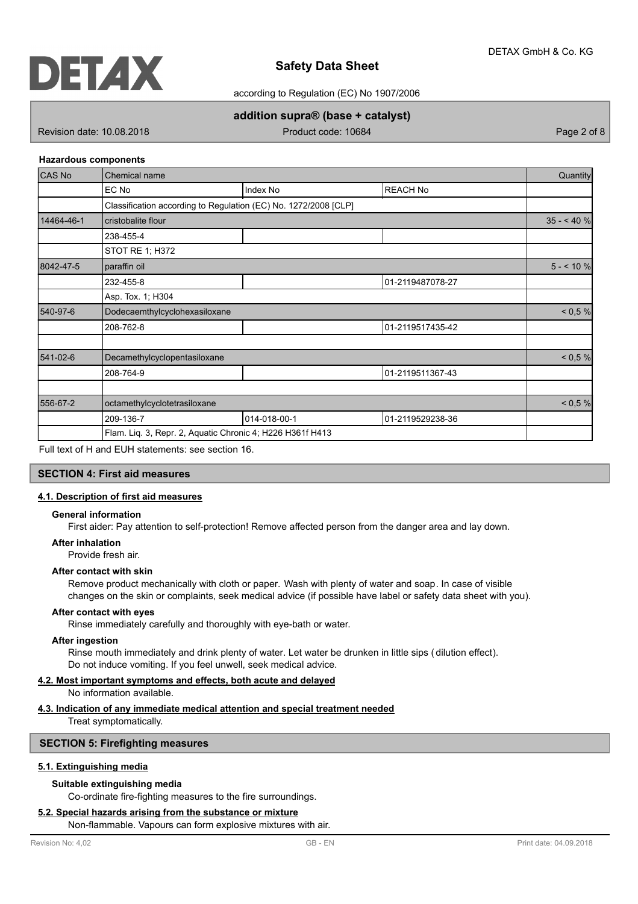**Hazardous components**

| CAS No | Chemical name | | | Quantity |
|---|---|---|---|---|
| | EC No | Index No | REACH No | |
| | Classification according to Regulation (EC) No. 1272/2008 [CLP] | | | |
| 14464-46-1 | cristobalite flour | | | 35 - < 40 % |
| | 238-455-4 | | | |
| | STOT RE 1; H372 | | | |
| 8042-47-5 | paraffin oil | | | 5 - < 10 % |
| | 232-455-8 | | 01-2119487078-27 | |
| | Asp. Tox. 1; H304 | | | |
| 540-97-6 | Dodecaemthylcyclohexasiloxane | | | < 0,5 % |
| | 208-762-8 | | 01-2119517435-42 | |
| | | | | |
| 541-02-6 | Decamethylcyclopentasiloxane | | | < 0,5 % |
| | 208-764-9 | | 01-2119511367-43 | |
| | | | | |
| 556-67-2 | octamethylcyclotetrasiloxane | | | < 0,5 % |
| | 209-136-7 | 014-018-00-1 | 01-2119529238-36 | |
| | Flam. Liq. 3, Repr. 2, Aquatic Chronic 4; H226 H361f H413 | | | |

Full text of H and EUH statements: see section 16.

## SECTION 4: First aid measures

### 4.1. Description of first aid measures

**General information**

First aider: Pay attention to self-protection! Remove affected person from the danger area and lay down.

**After inhalation**

Provide fresh air.

**After contact with skin**

Remove product mechanically with cloth or paper. Wash with plenty of water and soap. In case of visible changes on the skin or complaints, seek medical advice (if possible have label or safety data sheet with you).

**After contact with eyes**

Rinse immediately carefully and thoroughly with eye-bath or water.

**After ingestion**

Rinse mouth immediately and drink plenty of water. Let water be drunken in little sips (dilution effect). Do not induce vomiting. If you feel unwell, seek medical advice.

### 4.2. Most important symptoms and effects, both acute and delayed

No information available.

### 4.3. Indication of any immediate medical attention and special treatment needed

Treat symptomatically.

## SECTION 5: Firefighting measures

### 5.1. Extinguishing media

**Suitable extinguishing media**

Co-ordinate fire-fighting measures to the fire surroundings.

### 5.2. Special hazards arising from the substance or mixture

Non-flammable. Vapours can form explosive mixtures with air.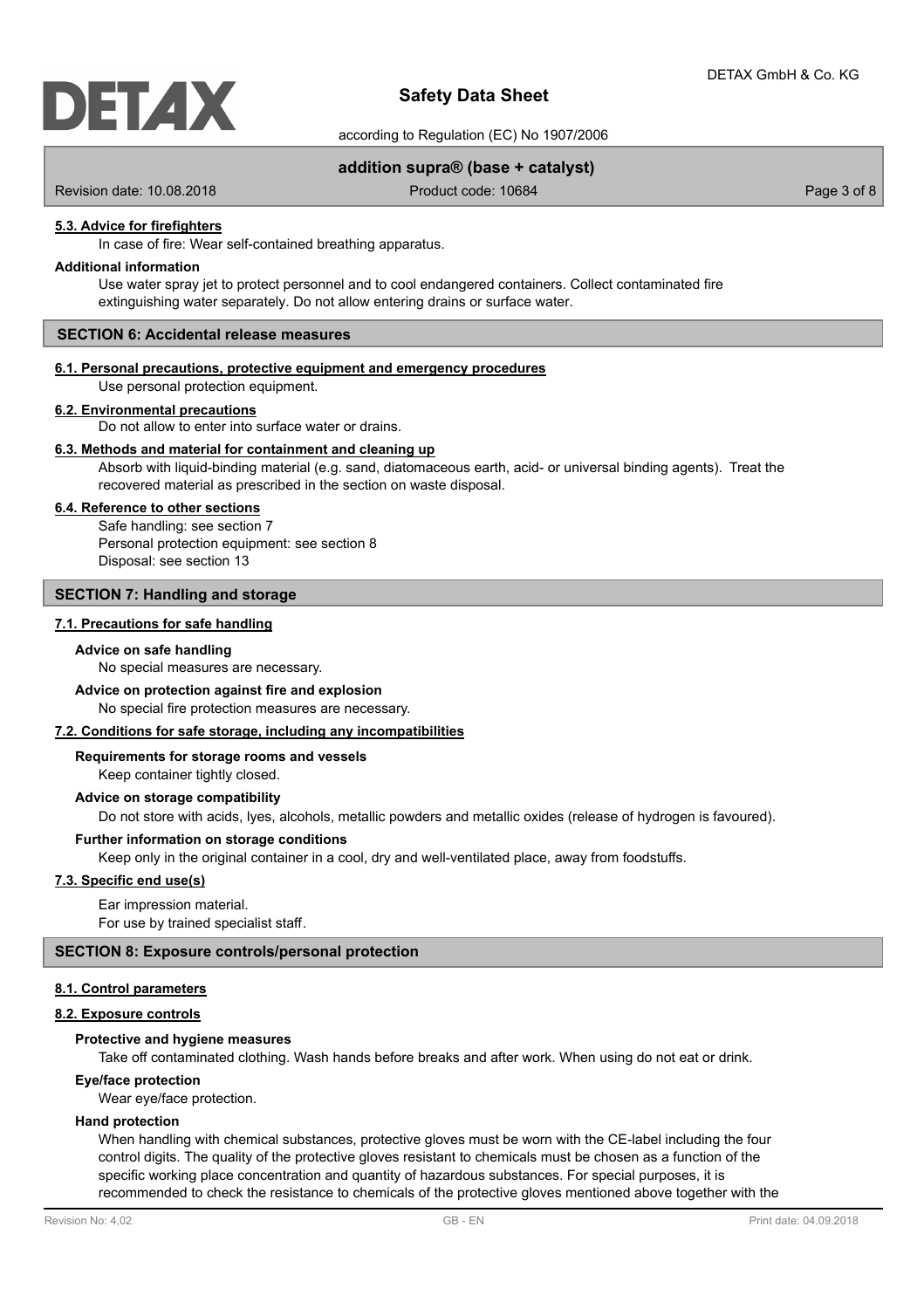#### 5.3. Advice for firefighters

In case of fire: Wear self-contained breathing apparatus.

**Additional information**

Use water spray jet to protect personnel and to cool endangered containers. Collect contaminated fire extinguishing water separately. Do not allow entering drains or surface water.

## SECTION 6: Accidental release measures

#### 6.1. Personal precautions, protective equipment and emergency procedures

Use personal protection equipment.

#### 6.2. Environmental precautions

Do not allow to enter into surface water or drains.

#### 6.3. Methods and material for containment and cleaning up

Absorb with liquid-binding material (e.g. sand, diatomaceous earth, acid- or universal binding agents). Treat the recovered material as prescribed in the section on waste disposal.

#### 6.4. Reference to other sections

Safe handling: see section 7
Personal protection equipment: see section 8
Disposal: see section 13

## SECTION 7: Handling and storage

#### 7.1. Precautions for safe handling

**Advice on safe handling**

No special measures are necessary.

**Advice on protection against fire and explosion**

No special fire protection measures are necessary.

#### 7.2. Conditions for safe storage, including any incompatibilities

**Requirements for storage rooms and vessels**

Keep container tightly closed.

**Advice on storage compatibility**

Do not store with acids, lyes, alcohols, metallic powders and metallic oxides (release of hydrogen is favoured).

**Further information on storage conditions**

Keep only in the original container in a cool, dry and well-ventilated place, away from foodstuffs.

#### 7.3. Specific end use(s)

Ear impression material.
For use by trained specialist staff.

## SECTION 8: Exposure controls/personal protection

#### 8.1. Control parameters

#### 8.2. Exposure controls

**Protective and hygiene measures**

Take off contaminated clothing. Wash hands before breaks and after work. When using do not eat or drink.

**Eye/face protection**

Wear eye/face protection.

**Hand protection**

When handling with chemical substances, protective gloves must be worn with the CE-label including the four control digits. The quality of the protective gloves resistant to chemicals must be chosen as a function of the specific working place concentration and quantity of hazardous substances. For special purposes, it is recommended to check the resistance to chemicals of the protective gloves mentioned above together with the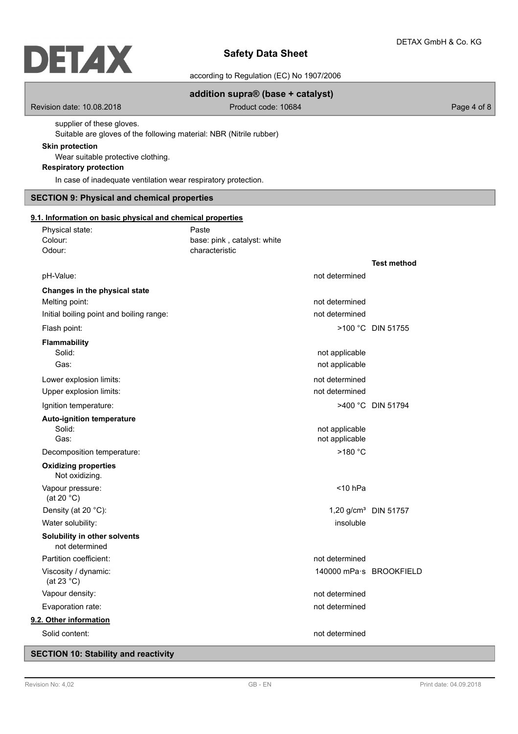supplier of these gloves.

Suitable are gloves of the following material: NBR (Nitrile rubber)

**Skin protection**

Wear suitable protective clothing.

**Respiratory protection**

In case of inadequate ventilation wear respiratory protection.

## SECTION 9: Physical and chemical properties

### 9.1. Information on basic physical and chemical properties

| | | |
|---|---|---|
| Physical state: | Paste | |
| Colour: | base: pink , catalyst: white | |
| Odour: | characteristic | |

| | | Test method |
|---|---|---|
| pH-Value: | not determined | |
| **Changes in the physical state** | | |
| Melting point: | not determined | |
| Initial boiling point and boiling range: | not determined | |
| Flash point: | >100 °C | DIN 51755 |
| **Flammability** | | |
| Solid: | not applicable | |
| Gas: | not applicable | |
| Lower explosion limits: | not determined | |
| Upper explosion limits: | not determined | |
| Ignition temperature: | >400 °C | DIN 51794 |
| **Auto-ignition temperature** | | |
| Solid: | not applicable | |
| Gas: | not applicable | |
| Decomposition temperature: | >180 °C | |
| **Oxidizing properties** Not oxidizing. | | |
| Vapour pressure: (at 20 °C) | <10 hPa | |
| Density (at 20 °C): | 1,20 g/cm³ | DIN 51757 |
| Water solubility: | insoluble | |
| **Solubility in other solvents** not determined | | |
| Partition coefficient: | not determined | |
| Viscosity / dynamic: (at 23 °C) | 140000 mPa·s | BROOKFIELD |
| Vapour density: | not determined | |
| Evaporation rate: | not determined | |

### 9.2. Other information

| | |
|---|---|
| Solid content: | not determined |

## SECTION 10: Stability and reactivity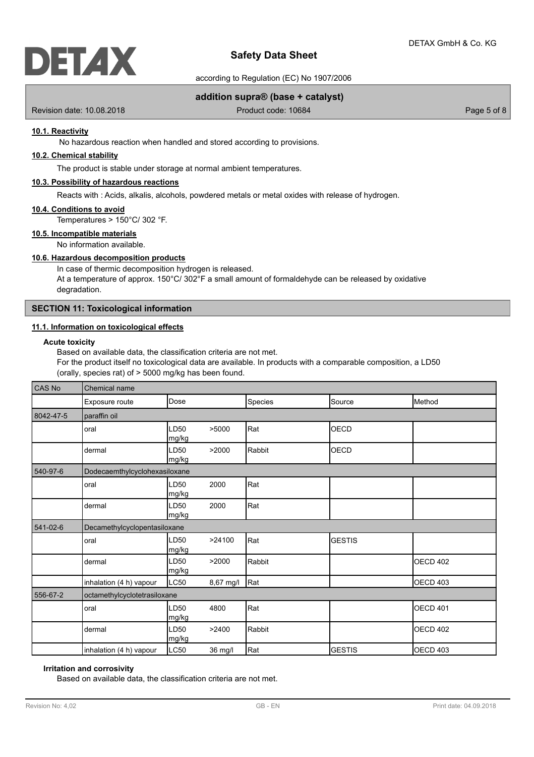#### 10.1. Reactivity

No hazardous reaction when handled and stored according to provisions.

#### 10.2. Chemical stability

The product is stable under storage at normal ambient temperatures.

#### 10.3. Possibility of hazardous reactions

Reacts with : Acids, alkalis, alcohols, powdered metals or metal oxides with release of hydrogen.

#### 10.4. Conditions to avoid

Temperatures > 150°C/ 302 °F.

#### 10.5. Incompatible materials

No information available.

#### 10.6. Hazardous decomposition products

In case of thermic decomposition hydrogen is released.
At a temperature of approx. 150°C/ 302°F a small amount of formaldehyde can be released by oxidative degradation.

## SECTION 11: Toxicological information

#### 11.1. Information on toxicological effects

**Acute toxicity**

Based on available data, the classification criteria are not met.
For the product itself no toxicological data are available. In products with a comparable composition, a LD50 (orally, species rat) of > 5000 mg/kg has been found.

| CAS No | Chemical name | | | | |
|---|---|---|---|---|---|
| | Exposure route | Dose | Species | Source | Method |
| 8042-47-5 | paraffin oil | | | | |
| | oral | LD50 >5000 mg/kg | Rat | OECD | |
| | dermal | LD50 >2000 mg/kg | Rabbit | OECD | |
| 540-97-6 | Dodecaemthylcyclohexasiloxane | | | | |
| | oral | LD50 2000 mg/kg | Rat | | |
| | dermal | LD50 2000 mg/kg | Rat | | |
| 541-02-6 | Decamethylcyclopentasiloxane | | | | |
| | oral | LD50 >24100 mg/kg | Rat | GESTIS | |
| | dermal | LD50 >2000 mg/kg | Rabbit | | OECD 402 |
| | inhalation (4 h) vapour | LC50 8,67 mg/l | Rat | | OECD 403 |
| 556-67-2 | octamethylcyclotetrasiloxane | | | | |
| | oral | LD50 4800 mg/kg | Rat | | OECD 401 |
| | dermal | LD50 >2400 mg/kg | Rabbit | | OECD 402 |
| | inhalation (4 h) vapour | LC50 36 mg/l | Rat | GESTIS | OECD 403 |

**Irritation and corrosivity**

Based on available data, the classification criteria are not met.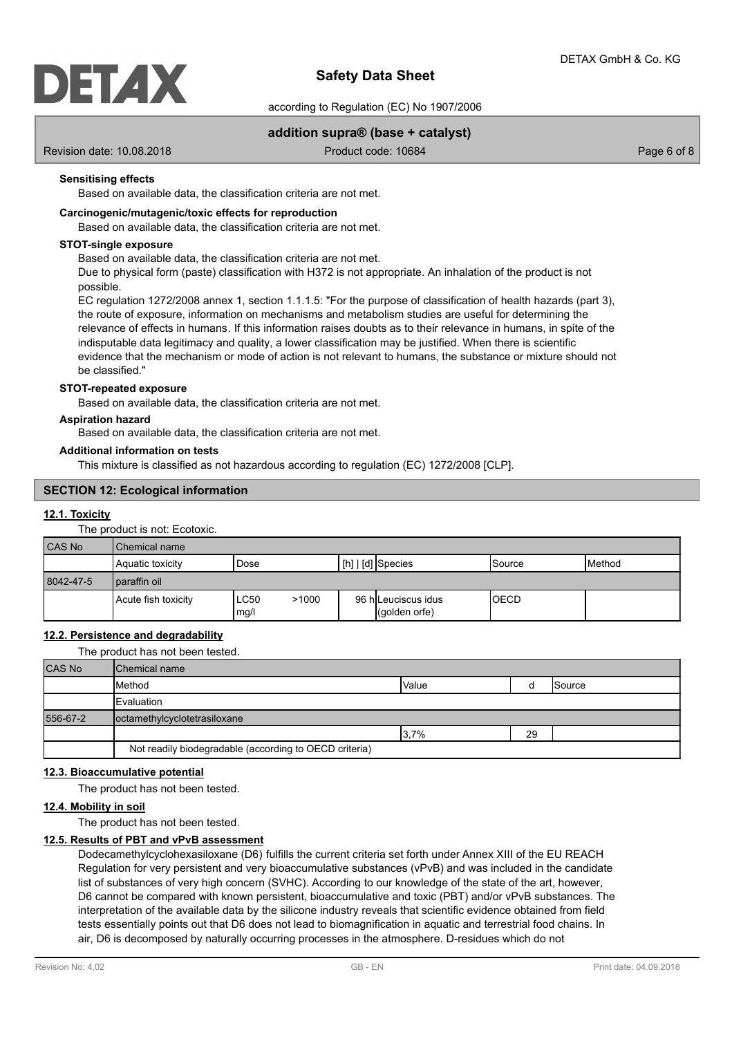**Sensitising effects**

Based on available data, the classification criteria are not met.

**Carcinogenic/mutagenic/toxic effects for reproduction**

Based on available data, the classification criteria are not met.

**STOT-single exposure**

Based on available data, the classification criteria are not met.

Due to physical form (paste) classification with H372 is not appropriate. An inhalation of the product is not possible.

EC regulation 1272/2008 annex 1, section 1.1.1.5: "For the purpose of classification of health hazards (part 3), the route of exposure, information on mechanisms and metabolism studies are useful for determining the relevance of effects in humans. If this information raises doubts as to their relevance in humans, in spite of the indisputable data legitimacy and quality, a lower classification may be justified. When there is scientific evidence that the mechanism or mode of action is not relevant to humans, the substance or mixture should not be classified."

**STOT-repeated exposure**

Based on available data, the classification criteria are not met.

**Aspiration hazard**

Based on available data, the classification criteria are not met.

**Additional information on tests**

This mixture is classified as not hazardous according to regulation (EC) 1272/2008 [CLP].

## SECTION 12: Ecological information

### 12.1. Toxicity

The product is not: Ecotoxic.

| CAS No | Chemical name | | | | | |
|---|---|---|---|---|---|---|
| | Aquatic toxicity | Dose | [h] \| [d] | Species | Source | Method |
| 8042-47-5 | paraffin oil | | | | | |
| | Acute fish toxicity | LC50 >1000 mg/l | 96 h | Leuciscus idus (golden orfe) | OECD | |

### 12.2. Persistence and degradability

The product has not been tested.

| CAS No | Chemical name | | | |
|---|---|---|---|---|
| | Method | Value | d | Source |
| | Evaluation | | | |
| 556-67-2 | octamethylcyclotetrasiloxane | | | |
| | | 3,7% | 29 | |
| | Not readily biodegradable (according to OECD criteria) | | | |

### 12.3. Bioaccumulative potential

The product has not been tested.

### 12.4. Mobility in soil

The product has not been tested.

### 12.5. Results of PBT and vPvB assessment

Dodecamethylcyclohexasiloxane (D6) fulfills the current criteria set forth under Annex XIII of the EU REACH Regulation for very persistent and very bioaccumulative substances (vPvB) and was included in the candidate list of substances of very high concern (SVHC). According to our knowledge of the state of the art, however, D6 cannot be compared with known persistent, bioaccumulative and toxic (PBT) and/or vPvB substances. The interpretation of the available data by the silicone industry reveals that scientific evidence obtained from field tests essentially points out that D6 does not lead to biomagnification in aquatic and terrestrial food chains. In air, D6 is decomposed by naturally occurring processes in the atmosphere. D-residues which do not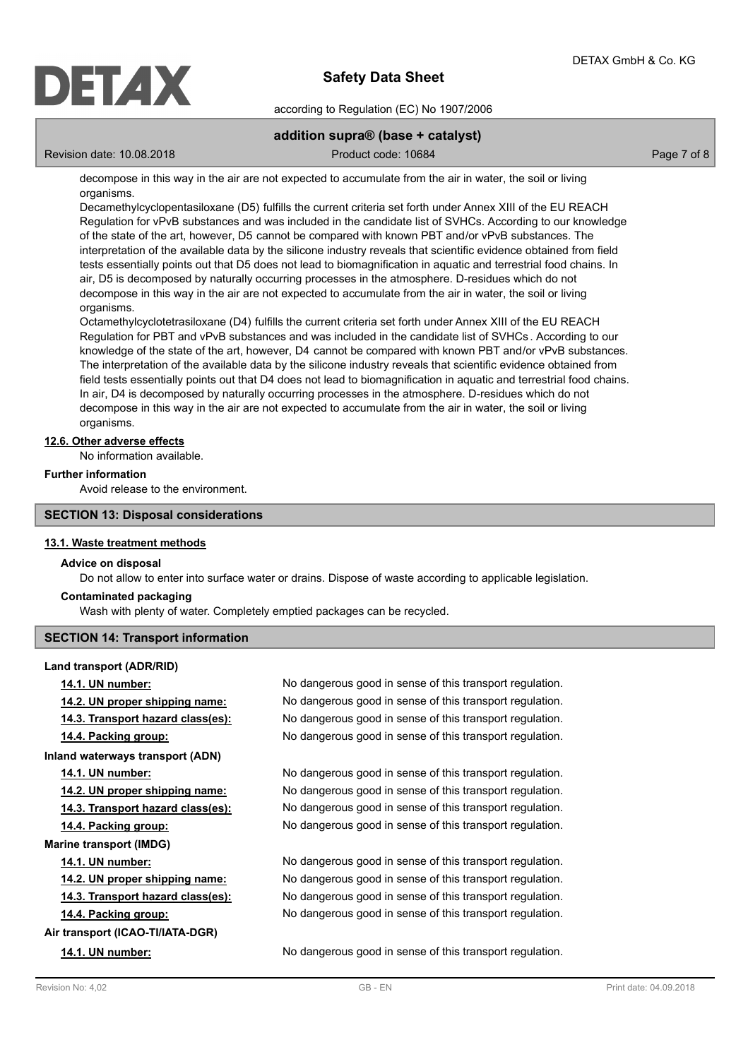decompose in this way in the air are not expected to accumulate from the air in water, the soil or living organisms.

Decamethylcyclopentasiloxane (D5) fulfills the current criteria set forth under Annex XIII of the EU REACH Regulation for vPvB substances and was included in the candidate list of SVHCs. According to our knowledge of the state of the art, however, D5 cannot be compared with known PBT and/or vPvB substances. The interpretation of the available data by the silicone industry reveals that scientific evidence obtained from field tests essentially points out that D5 does not lead to biomagnification in aquatic and terrestrial food chains. In air, D5 is decomposed by naturally occurring processes in the atmosphere. D-residues which do not decompose in this way in the air are not expected to accumulate from the air in water, the soil or living organisms.

Octamethylcyclotetrasiloxane (D4) fulfills the current criteria set forth under Annex XIII of the EU REACH Regulation for PBT and vPvB substances and was included in the candidate list of SVHCs. According to our knowledge of the state of the art, however, D4 cannot be compared with known PBT and/or vPvB substances. The interpretation of the available data by the silicone industry reveals that scientific evidence obtained from field tests essentially points out that D4 does not lead to biomagnification in aquatic and terrestrial food chains. In air, D4 is decomposed by naturally occurring processes in the atmosphere. D-residues which do not decompose in this way in the air are not expected to accumulate from the air in water, the soil or living organisms.

### 12.6. Other adverse effects

No information available.

### Further information

Avoid release to the environment.

## SECTION 13: Disposal considerations

### 13.1. Waste treatment methods

**Advice on disposal**

Do not allow to enter into surface water or drains. Dispose of waste according to applicable legislation.

**Contaminated packaging**

Wash with plenty of water. Completely emptied packages can be recycled.

## SECTION 14: Transport information

**Land transport (ADR/RID)**

| | |
|---|---|
| 14.1. UN number: | No dangerous good in sense of this transport regulation. |
| 14.2. UN proper shipping name: | No dangerous good in sense of this transport regulation. |
| 14.3. Transport hazard class(es): | No dangerous good in sense of this transport regulation. |
| 14.4. Packing group: | No dangerous good in sense of this transport regulation. |

**Inland waterways transport (ADN)**

| | |
|---|---|
| 14.1. UN number: | No dangerous good in sense of this transport regulation. |
| 14.2. UN proper shipping name: | No dangerous good in sense of this transport regulation. |
| 14.3. Transport hazard class(es): | No dangerous good in sense of this transport regulation. |
| 14.4. Packing group: | No dangerous good in sense of this transport regulation. |

**Marine transport (IMDG)**

| | |
|---|---|
| 14.1. UN number: | No dangerous good in sense of this transport regulation. |
| 14.2. UN proper shipping name: | No dangerous good in sense of this transport regulation. |
| 14.3. Transport hazard class(es): | No dangerous good in sense of this transport regulation. |
| 14.4. Packing group: | No dangerous good in sense of this transport regulation. |

**Air transport (ICAO-TI/IATA-DGR)**

| | |
|---|---|
| 14.1. UN number: | No dangerous good in sense of this transport regulation. |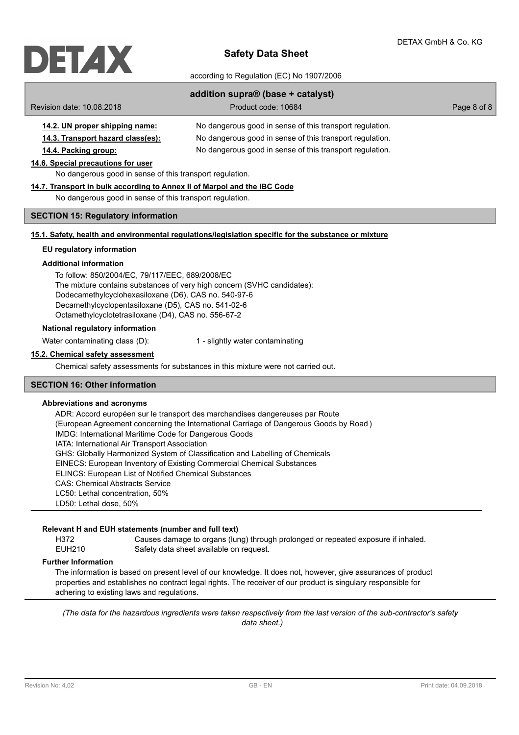**14.2. UN proper shipping name:** No dangerous good in sense of this transport regulation.

**14.3. Transport hazard class(es):** No dangerous good in sense of this transport regulation.

**14.4. Packing group:** No dangerous good in sense of this transport regulation.

**14.6. Special precautions for user**

No dangerous good in sense of this transport regulation.

**14.7. Transport in bulk according to Annex II of Marpol and the IBC Code**

No dangerous good in sense of this transport regulation.

## SECTION 15: Regulatory information

**15.1. Safety, health and environmental regulations/legislation specific for the substance or mixture**

### EU regulatory information

### Additional information

To follow: 850/2004/EC, 79/117/EEC, 689/2008/EC
The mixture contains substances of very high concern (SVHC candidates):
Dodecamethylcyclohexasiloxane (D6), CAS no. 540-97-6
Decamethylcyclopentasiloxane (D5), CAS no. 541-02-6
Octamethylcyclotetrasiloxane (D4), CAS no. 556-67-2

### National regulatory information

Water contaminating class (D): 1 - slightly water contaminating

**15.2. Chemical safety assessment**

Chemical safety assessments for substances in this mixture were not carried out.

## SECTION 16: Other information

### Abbreviations and acronyms

ADR: Accord européen sur le transport des marchandises dangereuses par Route
(European Agreement concerning the International Carriage of Dangerous Goods by Road )
IMDG: International Maritime Code for Dangerous Goods
IATA: International Air Transport Association
GHS: Globally Harmonized System of Classification and Labelling of Chemicals
EINECS: European Inventory of Existing Commercial Chemical Substances
ELINCS: European List of Notified Chemical Substances
CAS: Chemical Abstracts Service
LC50: Lethal concentration, 50%
LD50: Lethal dose, 50%

### Relevant H and EUH statements (number and full text)

| | |
|---|---|
| H372 | Causes damage to organs (lung) through prolonged or repeated exposure if inhaled. |
| EUH210 | Safety data sheet available on request. |

### Further Information

The information is based on present level of our knowledge. It does not, however, give assurances of product properties and establishes no contract legal rights. The receiver of our product is singulary responsible for adhering to existing laws and regulations.

*(The data for the hazardous ingredients were taken respectively from the last version of the sub-contractor's safety data sheet.)*